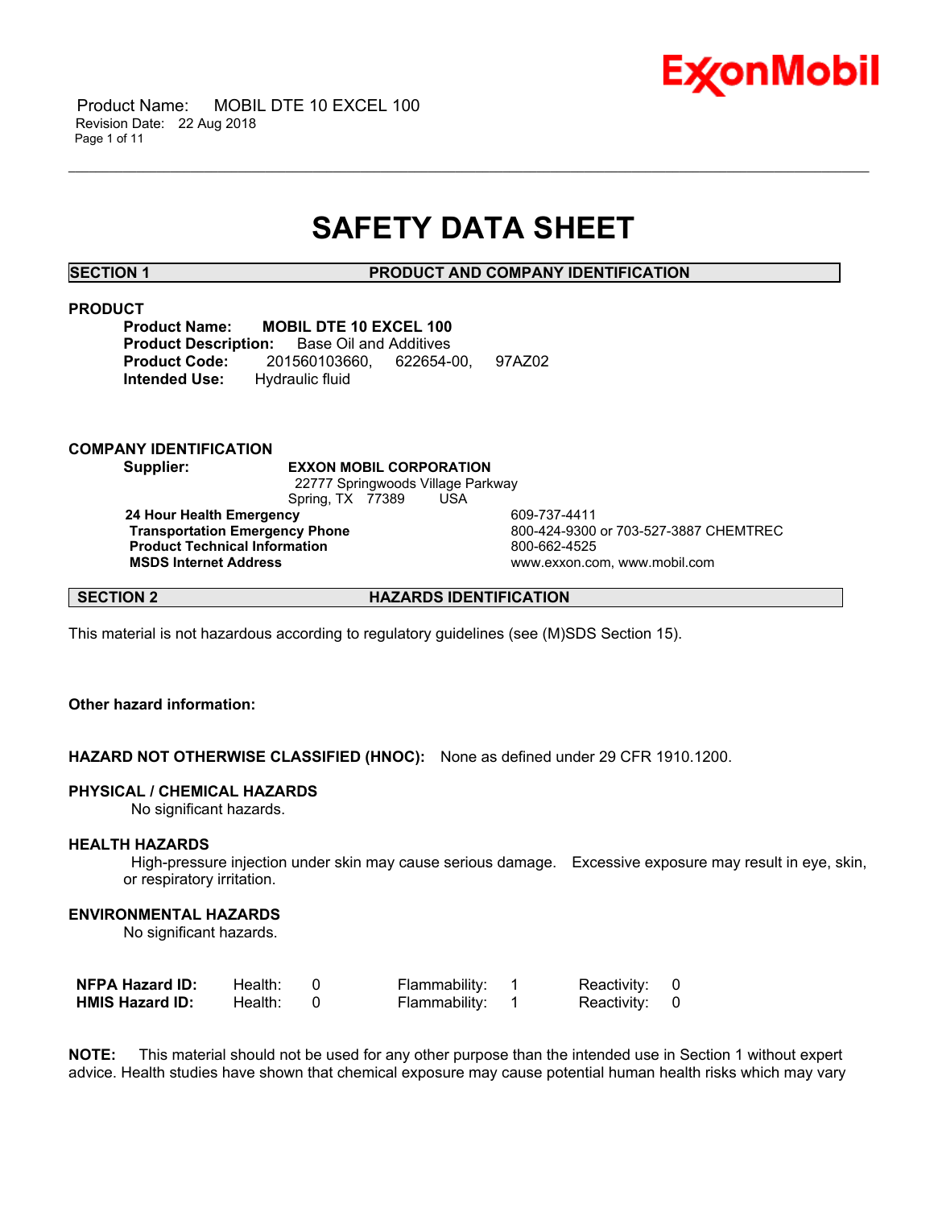# SAFETY DATA SHEET

## SECTION 1 PRODUCT AND COMPANY IDENTIFICATION

### PRODUCT

**Product Name:** **MOBIL DTE 10 EXCEL 100**
**Product Description:** Base Oil and Additives
**Product Code:** 201560103660, 622654-00, 97AZ02
**Intended Use:** Hydraulic fluid

### COMPANY IDENTIFICATION

**Supplier:** **EXXON MOBIL CORPORATION**
22777 Springwoods Village Parkway
Spring, TX 77389 USA

| | |
|---|---|
| **24 Hour Health Emergency** | 609-737-4411 |
| **Transportation Emergency Phone** | 800-424-9300 or 703-527-3887 CHEMTREC |
| **Product Technical Information** | 800-662-4525 |
| **MSDS Internet Address** | www.exxon.com, www.mobil.com |

## SECTION 2 HAZARDS IDENTIFICATION

This material is not hazardous according to regulatory guidelines (see (M)SDS Section 15).

**Other hazard information:**

**HAZARD NOT OTHERWISE CLASSIFIED (HNOC):** None as defined under 29 CFR 1910.1200.

### PHYSICAL / CHEMICAL HAZARDS

No significant hazards.

### HEALTH HAZARDS

High-pressure injection under skin may cause serious damage. Excessive exposure may result in eye, skin, or respiratory irritation.

### ENVIRONMENTAL HAZARDS

No significant hazards.

| | | | | | | |
|---|---|---|---|---|---|---|
| **NFPA Hazard ID:** | Health: | 0 | Flammability: | 1 | Reactivity: | 0 |
| **HMIS Hazard ID:** | Health: | 0 | Flammability: | 1 | Reactivity: | 0 |

**NOTE:** This material should not be used for any other purpose than the intended use in Section 1 without expert advice. Health studies have shown that chemical exposure may cause potential human health risks which may vary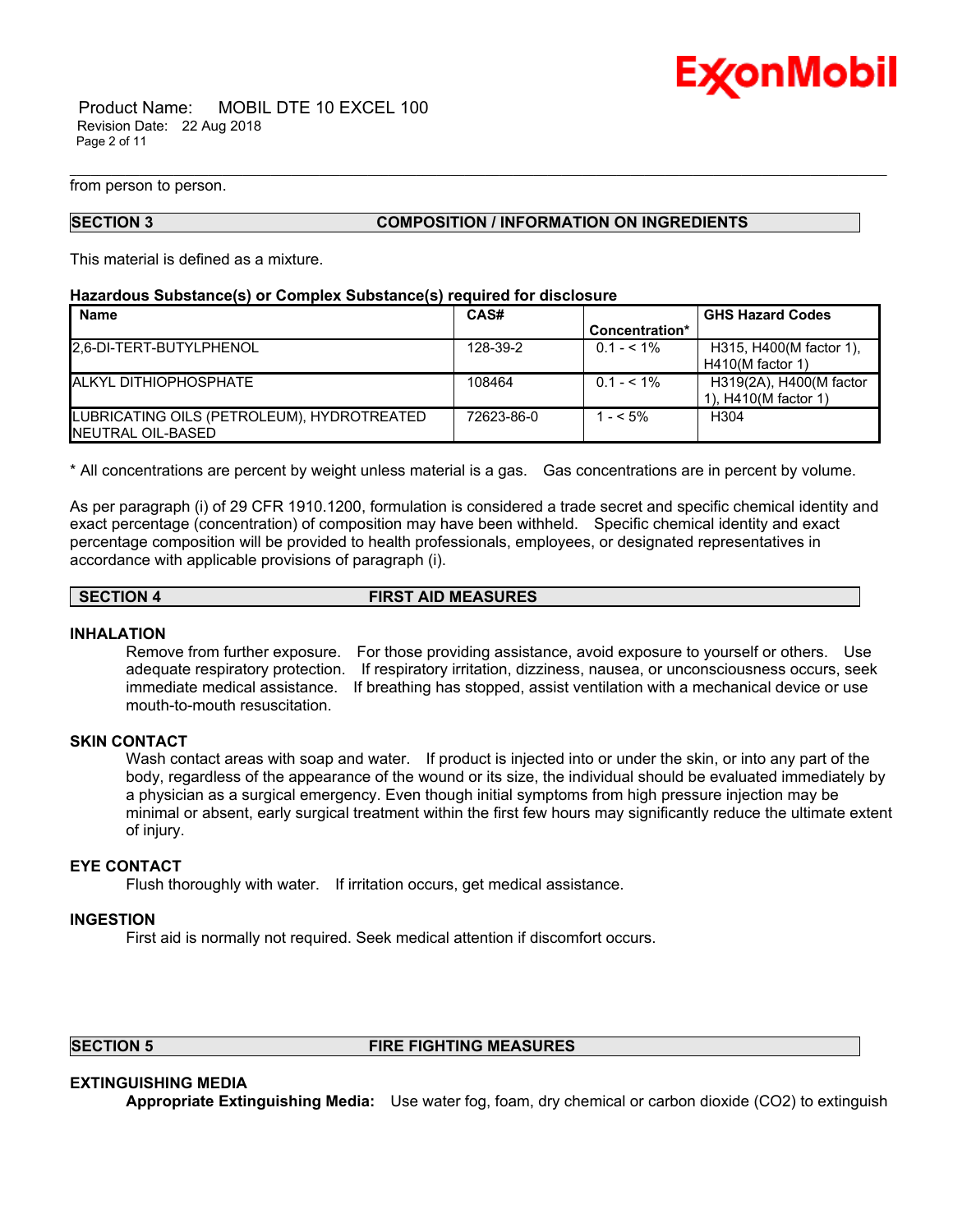from person to person.

## SECTION 3 COMPOSITION / INFORMATION ON INGREDIENTS

This material is defined as a mixture.

**Hazardous Substance(s) or Complex Substance(s) required for disclosure**

| Name | CAS# | Concentration* | GHS Hazard Codes |
|---|---|---|---|
| 2,6-DI-TERT-BUTYLPHENOL | 128-39-2 | 0.1 - < 1% | H315, H400(M factor 1), H410(M factor 1) |
| ALKYL DITHIOPHOSPHATE | 108464 | 0.1 - < 1% | H319(2A), H400(M factor 1), H410(M factor 1) |
| LUBRICATING OILS (PETROLEUM), HYDROTREATED NEUTRAL OIL-BASED | 72623-86-0 | 1 - < 5% | H304 |

* All concentrations are percent by weight unless material is a gas. Gas concentrations are in percent by volume.

As per paragraph (i) of 29 CFR 1910.1200, formulation is considered a trade secret and specific chemical identity and exact percentage (concentration) of composition may have been withheld. Specific chemical identity and exact percentage composition will be provided to health professionals, employees, or designated representatives in accordance with applicable provisions of paragraph (i).

## SECTION 4 FIRST AID MEASURES

### INHALATION

Remove from further exposure. For those providing assistance, avoid exposure to yourself or others. Use adequate respiratory protection. If respiratory irritation, dizziness, nausea, or unconsciousness occurs, seek immediate medical assistance. If breathing has stopped, assist ventilation with a mechanical device or use mouth-to-mouth resuscitation.

### SKIN CONTACT

Wash contact areas with soap and water. If product is injected into or under the skin, or into any part of the body, regardless of the appearance of the wound or its size, the individual should be evaluated immediately by a physician as a surgical emergency. Even though initial symptoms from high pressure injection may be minimal or absent, early surgical treatment within the first few hours may significantly reduce the ultimate extent of injury.

### EYE CONTACT

Flush thoroughly with water. If irritation occurs, get medical assistance.

### INGESTION

First aid is normally not required. Seek medical attention if discomfort occurs.

## SECTION 5 FIRE FIGHTING MEASURES

### EXTINGUISHING MEDIA

**Appropriate Extinguishing Media:** Use water fog, foam, dry chemical or carbon dioxide ($CO_2$) to extinguish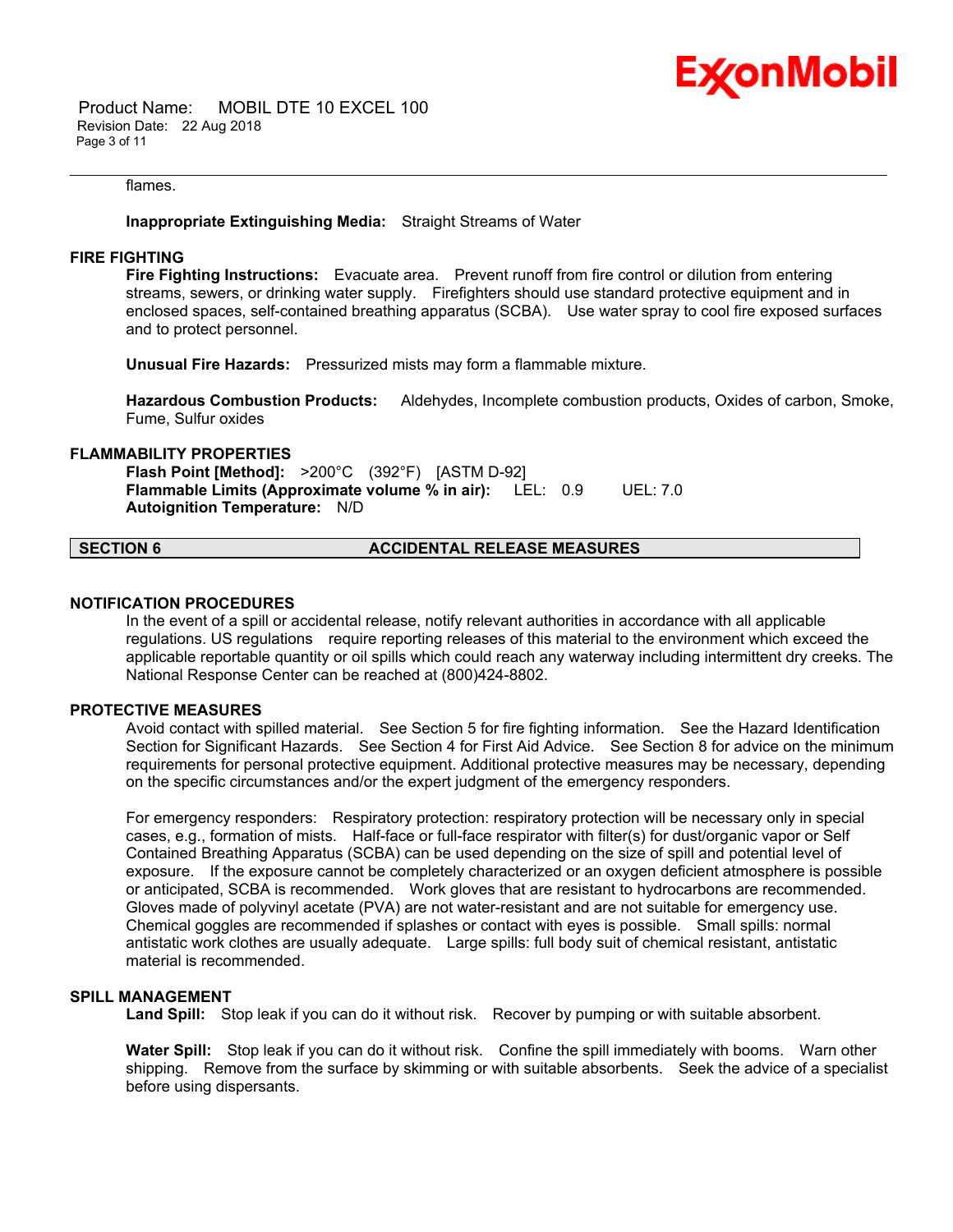flames.

**Inappropriate Extinguishing Media:** Straight Streams of Water

### FIRE FIGHTING

**Fire Fighting Instructions:** Evacuate area. Prevent runoff from fire control or dilution from entering streams, sewers, or drinking water supply. Firefighters should use standard protective equipment and in enclosed spaces, self-contained breathing apparatus (SCBA). Use water spray to cool fire exposed surfaces and to protect personnel.

**Unusual Fire Hazards:** Pressurized mists may form a flammable mixture.

**Hazardous Combustion Products:** Aldehydes, Incomplete combustion products, Oxides of carbon, Smoke, Fume, Sulfur oxides

### FLAMMABILITY PROPERTIES

**Flash Point [Method]:** >200°C (392°F) [ASTM D-92]
**Flammable Limits (Approximate volume % in air):** LEL: 0.9 UEL: 7.0
**Autoignition Temperature:** N/D

## SECTION 6 ACCIDENTAL RELEASE MEASURES

### NOTIFICATION PROCEDURES

In the event of a spill or accidental release, notify relevant authorities in accordance with all applicable regulations. US regulations require reporting releases of this material to the environment which exceed the applicable reportable quantity or oil spills which could reach any waterway including intermittent dry creeks. The National Response Center can be reached at (800)424-8802.

### PROTECTIVE MEASURES

Avoid contact with spilled material. See Section 5 for fire fighting information. See the Hazard Identification Section for Significant Hazards. See Section 4 for First Aid Advice. See Section 8 for advice on the minimum requirements for personal protective equipment. Additional protective measures may be necessary, depending on the specific circumstances and/or the expert judgment of the emergency responders.

For emergency responders: Respiratory protection: respiratory protection will be necessary only in special cases, e.g., formation of mists. Half-face or full-face respirator with filter(s) for dust/organic vapor or Self Contained Breathing Apparatus (SCBA) can be used depending on the size of spill and potential level of exposure. If the exposure cannot be completely characterized or an oxygen deficient atmosphere is possible or anticipated, SCBA is recommended. Work gloves that are resistant to hydrocarbons are recommended. Gloves made of polyvinyl acetate (PVA) are not water-resistant and are not suitable for emergency use. Chemical goggles are recommended if splashes or contact with eyes is possible. Small spills: normal antistatic work clothes are usually adequate. Large spills: full body suit of chemical resistant, antistatic material is recommended.

### SPILL MANAGEMENT

**Land Spill:** Stop leak if you can do it without risk. Recover by pumping or with suitable absorbent.

**Water Spill:** Stop leak if you can do it without risk. Confine the spill immediately with booms. Warn other shipping. Remove from the surface by skimming or with suitable absorbents. Seek the advice of a specialist before using dispersants.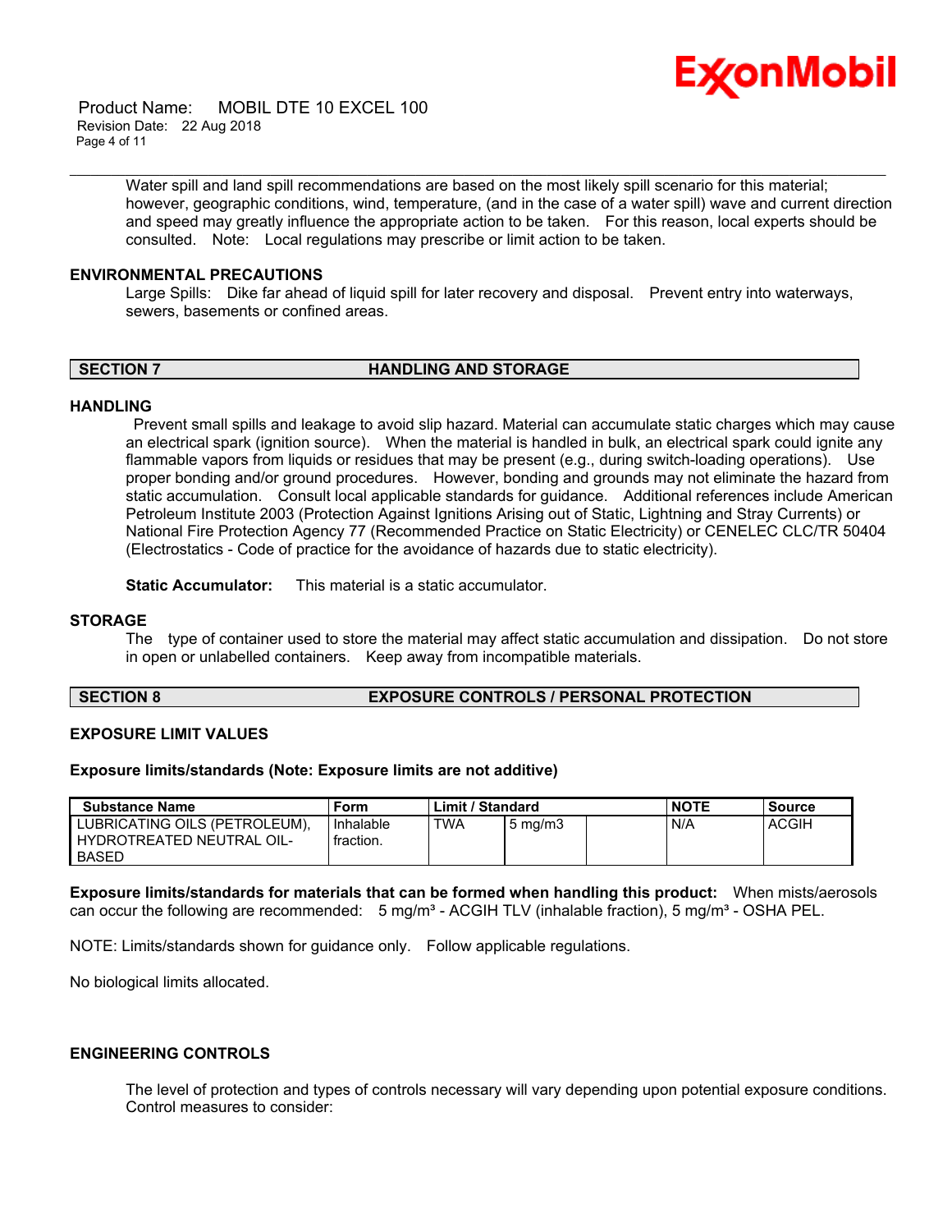Water spill and land spill recommendations are based on the most likely spill scenario for this material; however, geographic conditions, wind, temperature, (and in the case of a water spill) wave and current direction and speed may greatly influence the appropriate action to be taken. For this reason, local experts should be consulted. Note: Local regulations may prescribe or limit action to be taken.

**ENVIRONMENTAL PRECAUTIONS**

Large Spills: Dike far ahead of liquid spill for later recovery and disposal. Prevent entry into waterways, sewers, basements or confined areas.

## SECTION 7 HANDLING AND STORAGE

**HANDLING**

Prevent small spills and leakage to avoid slip hazard. Material can accumulate static charges which may cause an electrical spark (ignition source). When the material is handled in bulk, an electrical spark could ignite any flammable vapors from liquids or residues that may be present (e.g., during switch-loading operations). Use proper bonding and/or ground procedures. However, bonding and grounds may not eliminate the hazard from static accumulation. Consult local applicable standards for guidance. Additional references include American Petroleum Institute 2003 (Protection Against Ignitions Arising out of Static, Lightning and Stray Currents) or National Fire Protection Agency 77 (Recommended Practice on Static Electricity) or CENELEC CLC/TR 50404 (Electrostatics - Code of practice for the avoidance of hazards due to static electricity).

**Static Accumulator:** This material is a static accumulator.

**STORAGE**

The type of container used to store the material may affect static accumulation and dissipation. Do not store in open or unlabelled containers. Keep away from incompatible materials.

## SECTION 8 EXPOSURE CONTROLS / PERSONAL PROTECTION

**EXPOSURE LIMIT VALUES**

**Exposure limits/standards (Note: Exposure limits are not additive)**

| Substance Name | Form | Limit / Standard | | | NOTE | Source |
|---|---|---|---|---|---|---|
| LUBRICATING OILS (PETROLEUM), HYDROTREATED NEUTRAL OIL-BASED | Inhalable fraction. | TWA | 5 mg/m3 | | N/A | ACGIH |

**Exposure limits/standards for materials that can be formed when handling this product:** When mists/aerosols can occur the following are recommended: 5 mg/m³ - ACGIH TLV (inhalable fraction), 5 mg/m³ - OSHA PEL.

NOTE: Limits/standards shown for guidance only. Follow applicable regulations.

No biological limits allocated.

**ENGINEERING CONTROLS**

The level of protection and types of controls necessary will vary depending upon potential exposure conditions. Control measures to consider: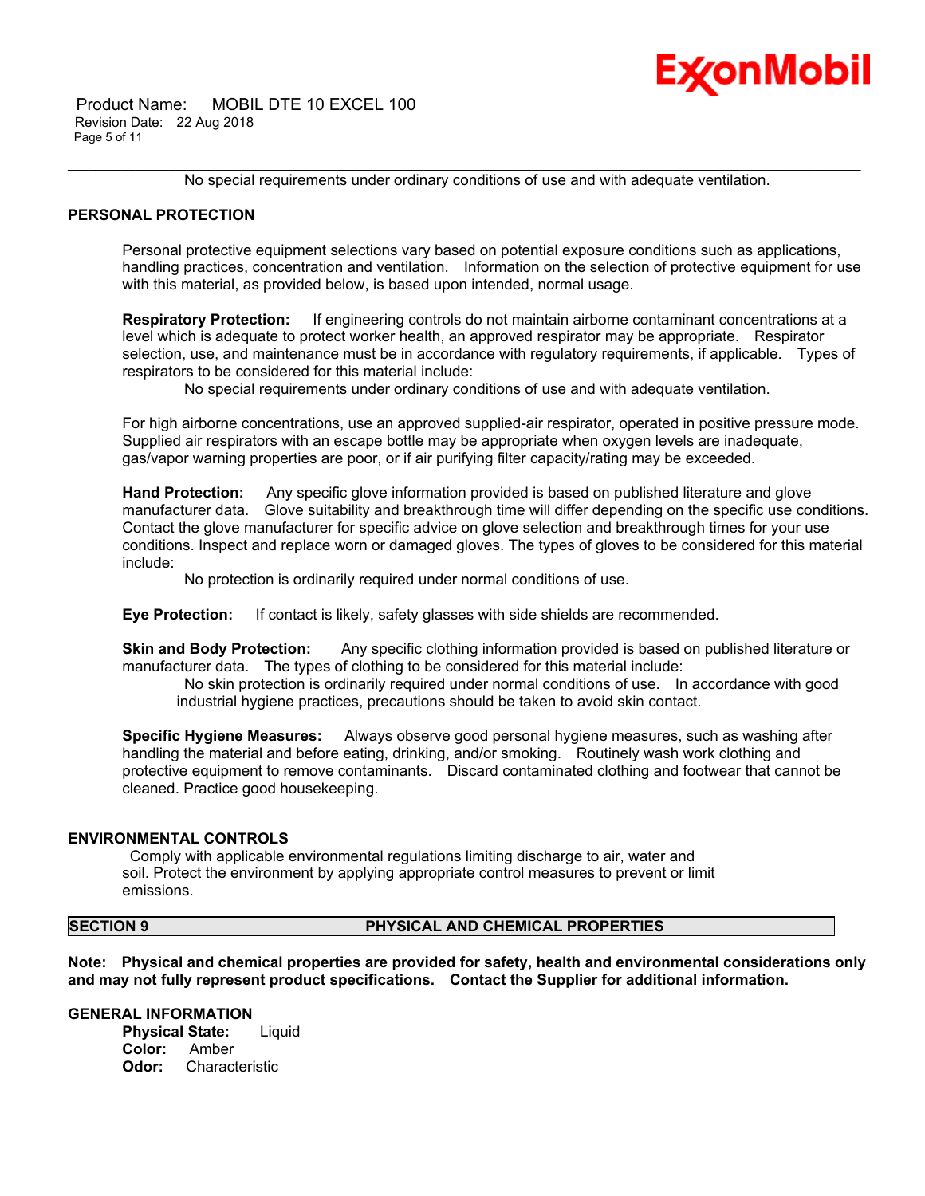No special requirements under ordinary conditions of use and with adequate ventilation.

## PERSONAL PROTECTION

Personal protective equipment selections vary based on potential exposure conditions such as applications, handling practices, concentration and ventilation. Information on the selection of protective equipment for use with this material, as provided below, is based upon intended, normal usage.

**Respiratory Protection:** If engineering controls do not maintain airborne contaminant concentrations at a level which is adequate to protect worker health, an approved respirator may be appropriate. Respirator selection, use, and maintenance must be in accordance with regulatory requirements, if applicable. Types of respirators to be considered for this material include:

No special requirements under ordinary conditions of use and with adequate ventilation.

For high airborne concentrations, use an approved supplied-air respirator, operated in positive pressure mode. Supplied air respirators with an escape bottle may be appropriate when oxygen levels are inadequate, gas/vapor warning properties are poor, or if air purifying filter capacity/rating may be exceeded.

**Hand Protection:** Any specific glove information provided is based on published literature and glove manufacturer data. Glove suitability and breakthrough time will differ depending on the specific use conditions. Contact the glove manufacturer for specific advice on glove selection and breakthrough times for your use conditions. Inspect and replace worn or damaged gloves. The types of gloves to be considered for this material include:

No protection is ordinarily required under normal conditions of use.

**Eye Protection:** If contact is likely, safety glasses with side shields are recommended.

**Skin and Body Protection:** Any specific clothing information provided is based on published literature or manufacturer data. The types of clothing to be considered for this material include:

No skin protection is ordinarily required under normal conditions of use. In accordance with good industrial hygiene practices, precautions should be taken to avoid skin contact.

**Specific Hygiene Measures:** Always observe good personal hygiene measures, such as washing after handling the material and before eating, drinking, and/or smoking. Routinely wash work clothing and protective equipment to remove contaminants. Discard contaminated clothing and footwear that cannot be cleaned. Practice good housekeeping.

## ENVIRONMENTAL CONTROLS

Comply with applicable environmental regulations limiting discharge to air, water and soil. Protect the environment by applying appropriate control measures to prevent or limit emissions.

## SECTION 9 PHYSICAL AND CHEMICAL PROPERTIES

**Note: Physical and chemical properties are provided for safety, health and environmental considerations only and may not fully represent product specifications. Contact the Supplier for additional information.**

## GENERAL INFORMATION

**Physical State:** Liquid
**Color:** Amber
**Odor:** Characteristic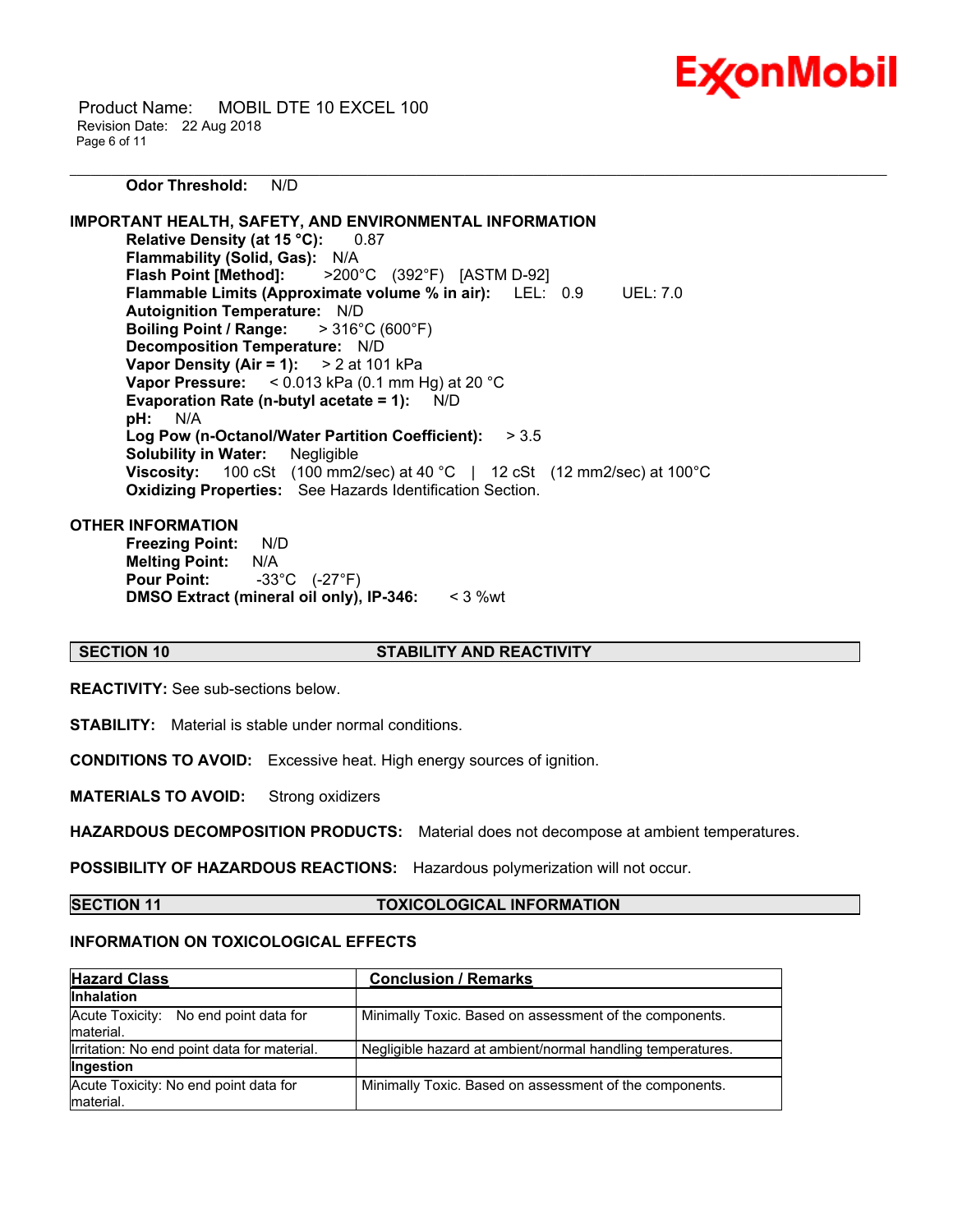**Odor Threshold:** N/D

## IMPORTANT HEALTH, SAFETY, AND ENVIRONMENTAL INFORMATION

**Relative Density (at 15 °C):** 0.87
**Flammability (Solid, Gas):** N/A
**Flash Point [Method]:** >200°C (392°F) [ASTM D-92]
**Flammable Limits (Approximate volume % in air):** LEL: 0.9 UEL: 7.0
**Autoignition Temperature:** N/D
**Boiling Point / Range:** > 316°C (600°F)
**Decomposition Temperature:** N/D
**Vapor Density (Air = 1):** > 2 at 101 kPa
**Vapor Pressure:** < 0.013 kPa (0.1 mm Hg) at 20 °C
**Evaporation Rate (n-butyl acetate = 1):** N/D
**pH:** N/A
**Log Pow (n-Octanol/Water Partition Coefficient):** > 3.5
**Solubility in Water:** Negligible
**Viscosity:** 100 cSt (100 mm2/sec) at 40 °C | 12 cSt (12 mm2/sec) at 100°C
**Oxidizing Properties:** See Hazards Identification Section.

## OTHER INFORMATION

**Freezing Point:** N/D
**Melting Point:** N/A
**Pour Point:** -33°C (-27°F)
**DMSO Extract (mineral oil only), IP-346:** < 3 %wt

## SECTION 10 STABILITY AND REACTIVITY

**REACTIVITY:** See sub-sections below.

**STABILITY:** Material is stable under normal conditions.

**CONDITIONS TO AVOID:** Excessive heat. High energy sources of ignition.

**MATERIALS TO AVOID:** Strong oxidizers

**HAZARDOUS DECOMPOSITION PRODUCTS:** Material does not decompose at ambient temperatures.

**POSSIBILITY OF HAZARDOUS REACTIONS:** Hazardous polymerization will not occur.

## SECTION 11 TOXICOLOGICAL INFORMATION

### INFORMATION ON TOXICOLOGICAL EFFECTS

| Hazard Class | Conclusion / Remarks |
|---|---|
| **Inhalation** | |
| Acute Toxicity: No end point data for material. | Minimally Toxic. Based on assessment of the components. |
| Irritation: No end point data for material. | Negligible hazard at ambient/normal handling temperatures. |
| **Ingestion** | |
| Acute Toxicity: No end point data for material. | Minimally Toxic. Based on assessment of the components. |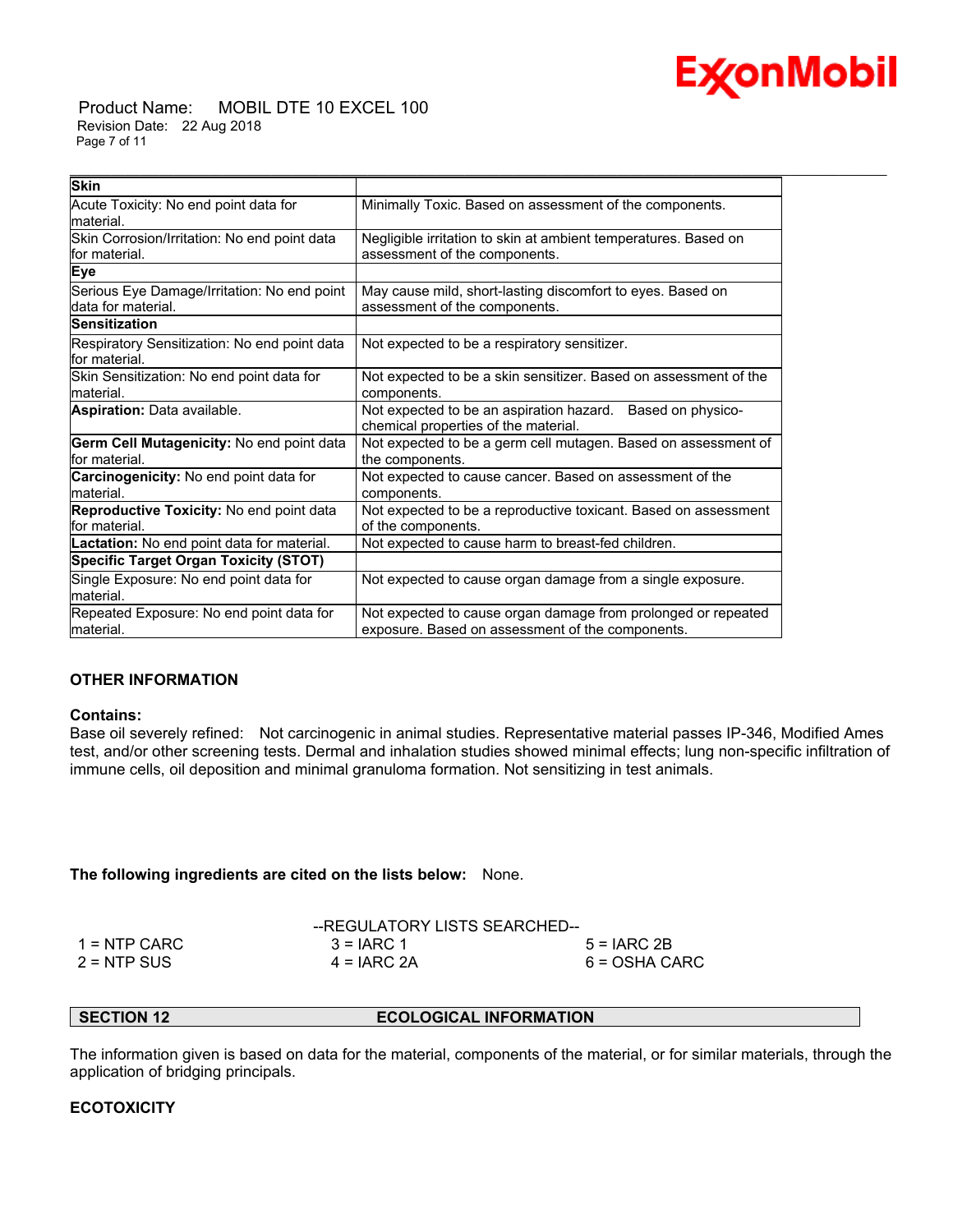| Skin | |
|---|---|
| Acute Toxicity: No end point data for material. | Minimally Toxic. Based on assessment of the components. |
| Skin Corrosion/Irritation: No end point data for material. | Negligible irritation to skin at ambient temperatures. Based on assessment of the components. |
| **Eye** | |
| Serious Eye Damage/Irritation: No end point data for material. | May cause mild, short-lasting discomfort to eyes. Based on assessment of the components. |
| **Sensitization** | |
| Respiratory Sensitization: No end point data for material. | Not expected to be a respiratory sensitizer. |
| Skin Sensitization: No end point data for material. | Not expected to be a skin sensitizer. Based on assessment of the components. |
| **Aspiration:** Data available. | Not expected to be an aspiration hazard. Based on physico-chemical properties of the material. |
| **Germ Cell Mutagenicity:** No end point data for material. | Not expected to be a germ cell mutagen. Based on assessment of the components. |
| **Carcinogenicity:** No end point data for material. | Not expected to cause cancer. Based on assessment of the components. |
| **Reproductive Toxicity:** No end point data for material. | Not expected to be a reproductive toxicant. Based on assessment of the components. |
| **Lactation:** No end point data for material. | Not expected to cause harm to breast-fed children. |
| **Specific Target Organ Toxicity (STOT)** | |
| Single Exposure: No end point data for material. | Not expected to cause organ damage from a single exposure. |
| Repeated Exposure: No end point data for material. | Not expected to cause organ damage from prolonged or repeated exposure. Based on assessment of the components. |

**OTHER INFORMATION**

**Contains:**
Base oil severely refined: Not carcinogenic in animal studies. Representative material passes IP-346, Modified Ames test, and/or other screening tests. Dermal and inhalation studies showed minimal effects; lung non-specific infiltration of immune cells, oil deposition and minimal granuloma formation. Not sensitizing in test animals.

**The following ingredients are cited on the lists below:** None.

--REGULATORY LISTS SEARCHED--

| | | |
|---|---|---|
| 1 = NTP CARC | 3 = IARC 1 | 5 = IARC 2B |
| 2 = NTP SUS | 4 = IARC 2A | 6 = OSHA CARC |

## SECTION 12 ECOLOGICAL INFORMATION

The information given is based on data for the material, components of the material, or for similar materials, through the application of bridging principals.

**ECOTOXICITY**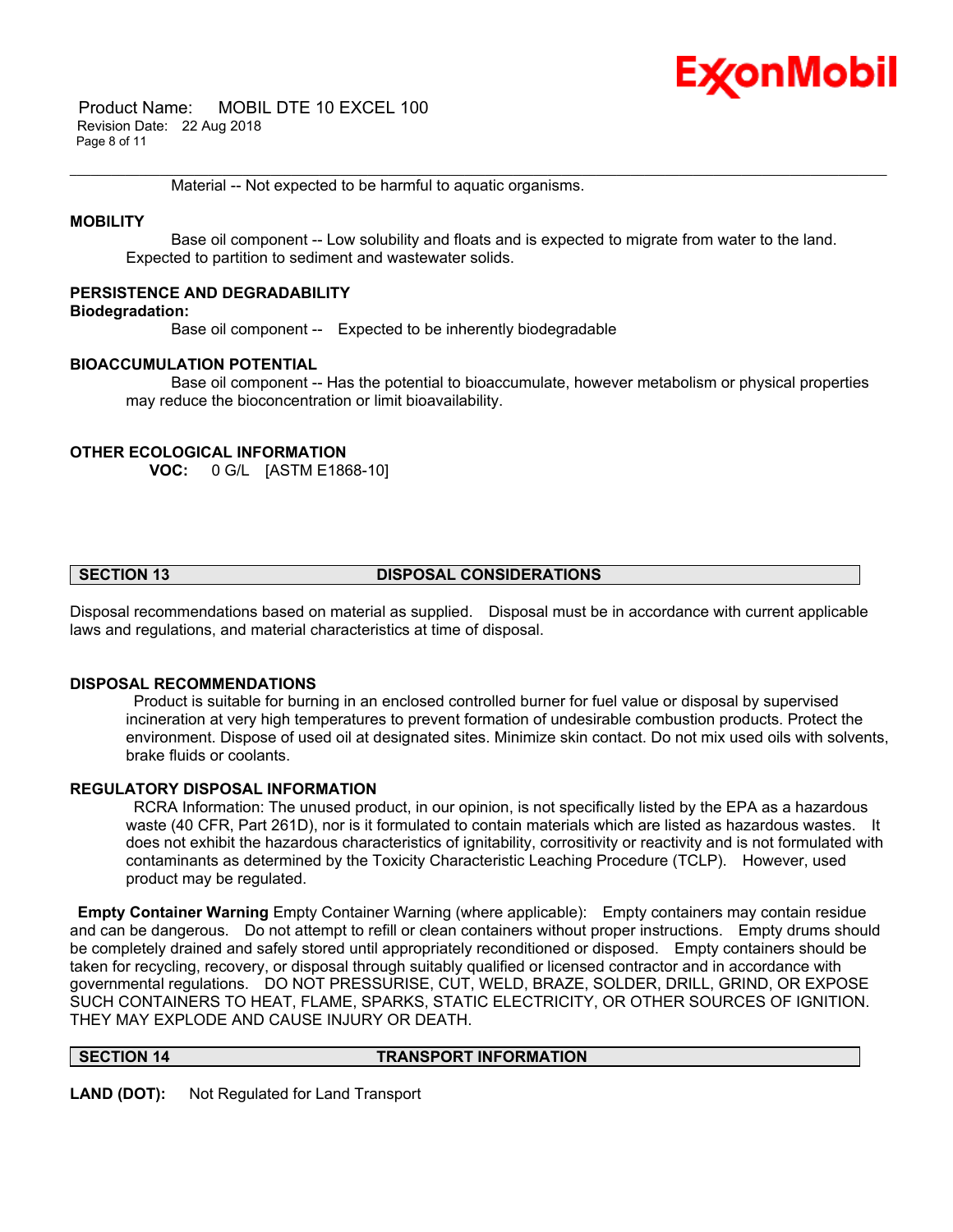Material -- Not expected to be harmful to aquatic organisms.

### MOBILITY

Base oil component -- Low solubility and floats and is expected to migrate from water to the land. Expected to partition to sediment and wastewater solids.

### PERSISTENCE AND DEGRADABILITY

**Biodegradation:**

Base oil component -- Expected to be inherently biodegradable

### BIOACCUMULATION POTENTIAL

Base oil component -- Has the potential to bioaccumulate, however metabolism or physical properties may reduce the bioconcentration or limit bioavailability.

### OTHER ECOLOGICAL INFORMATION

**VOC:** 0 G/L [ASTM E1868-10]

## SECTION 13 DISPOSAL CONSIDERATIONS

Disposal recommendations based on material as supplied. Disposal must be in accordance with current applicable laws and regulations, and material characteristics at time of disposal.

### DISPOSAL RECOMMENDATIONS

Product is suitable for burning in an enclosed controlled burner for fuel value or disposal by supervised incineration at very high temperatures to prevent formation of undesirable combustion products. Protect the environment. Dispose of used oil at designated sites. Minimize skin contact. Do not mix used oils with solvents, brake fluids or coolants.

### REGULATORY DISPOSAL INFORMATION

RCRA Information: The unused product, in our opinion, is not specifically listed by the EPA as a hazardous waste (40 CFR, Part 261D), nor is it formulated to contain materials which are listed as hazardous wastes. It does not exhibit the hazardous characteristics of ignitability, corrositivity or reactivity and is not formulated with contaminants as determined by the Toxicity Characteristic Leaching Procedure (TCLP). However, used product may be regulated.

**Empty Container Warning** Empty Container Warning (where applicable): Empty containers may contain residue and can be dangerous. Do not attempt to refill or clean containers without proper instructions. Empty drums should be completely drained and safely stored until appropriately reconditioned or disposed. Empty containers should be taken for recycling, recovery, or disposal through suitably qualified or licensed contractor and in accordance with governmental regulations. DO NOT PRESSURISE, CUT, WELD, BRAZE, SOLDER, DRILL, GRIND, OR EXPOSE SUCH CONTAINERS TO HEAT, FLAME, SPARKS, STATIC ELECTRICITY, OR OTHER SOURCES OF IGNITION. THEY MAY EXPLODE AND CAUSE INJURY OR DEATH.

## SECTION 14 TRANSPORT INFORMATION

**LAND (DOT):** Not Regulated for Land Transport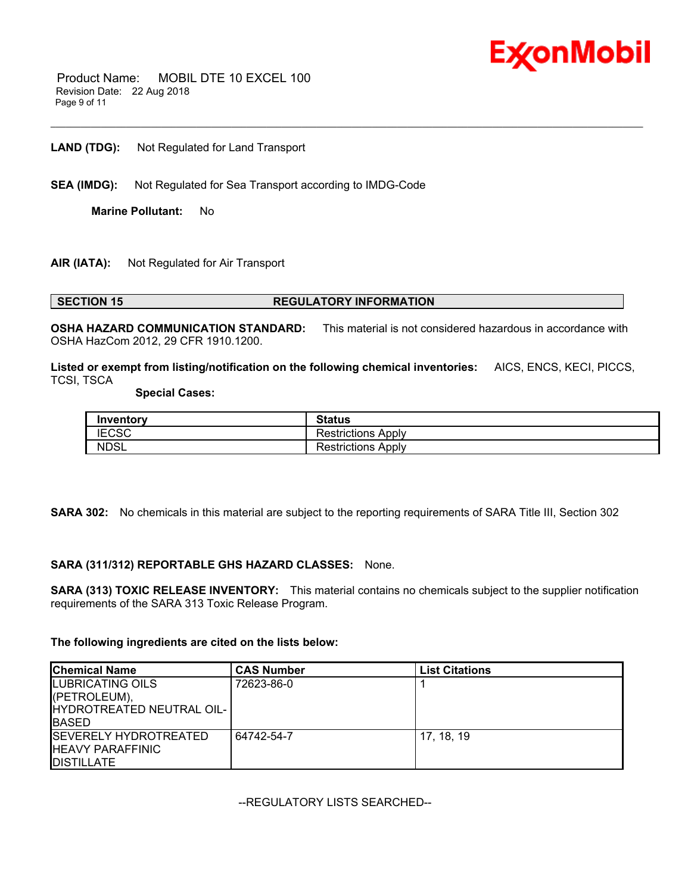**LAND (TDG):** Not Regulated for Land Transport

**SEA (IMDG):** Not Regulated for Sea Transport according to IMDG-Code

**Marine Pollutant:** No

**AIR (IATA):** Not Regulated for Air Transport

## SECTION 15 REGULATORY INFORMATION

**OSHA HAZARD COMMUNICATION STANDARD:** This material is not considered hazardous in accordance with OSHA HazCom 2012, 29 CFR 1910.1200.

**Listed or exempt from listing/notification on the following chemical inventories:** AICS, ENCS, KECI, PICCS, TCSI, TSCA

**Special Cases:**

| Inventory | Status |
|---|---|
| IECSC | Restrictions Apply |
| NDSL | Restrictions Apply |

**SARA 302:** No chemicals in this material are subject to the reporting requirements of SARA Title III, Section 302

**SARA (311/312) REPORTABLE GHS HAZARD CLASSES:** None.

**SARA (313) TOXIC RELEASE INVENTORY:** This material contains no chemicals subject to the supplier notification requirements of the SARA 313 Toxic Release Program.

**The following ingredients are cited on the lists below:**

| Chemical Name | CAS Number | List Citations |
|---|---|---|
| LUBRICATING OILS (PETROLEUM), HYDROTREATED NEUTRAL OIL-BASED | 72623-86-0 | 1 |
| SEVERELY HYDROTREATED HEAVY PARAFFINIC DISTILLATE | 64742-54-7 | 17, 18, 19 |

--REGULATORY LISTS SEARCHED--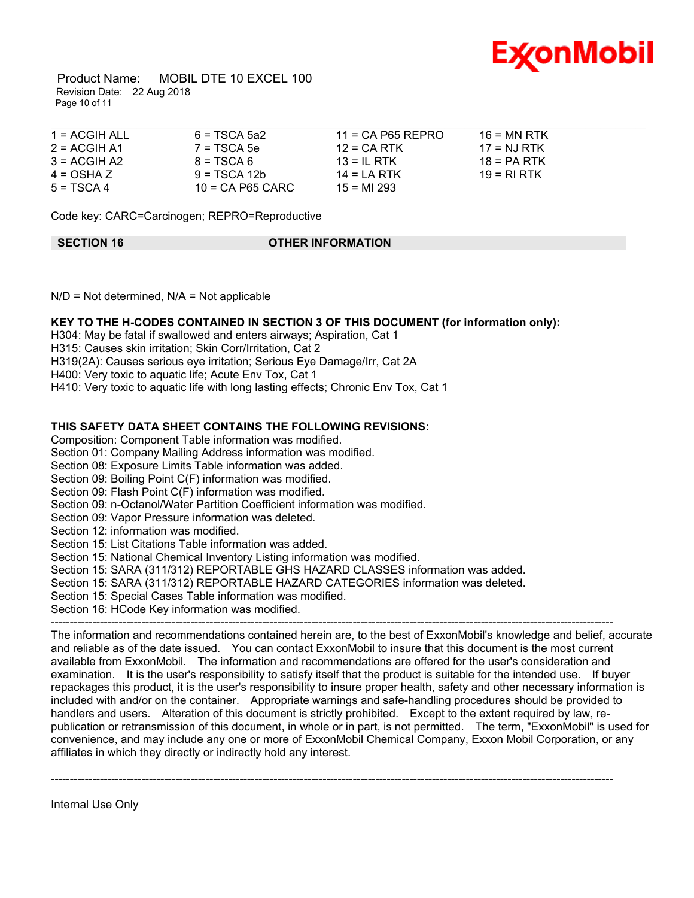| | | | |
|---|---|---|---|
| 1 = ACGIH ALL | 6 = TSCA 5a2 | 11 = CA P65 REPRO | 16 = MN RTK |
| 2 = ACGIH A1 | 7 = TSCA 5e | 12 = CA RTK | 17 = NJ RTK |
| 3 = ACGIH A2 | 8 = TSCA 6 | 13 = IL RTK | 18 = PA RTK |
| 4 = OSHA Z | 9 = TSCA 12b | 14 = LA RTK | 19 = RI RTK |
| 5 = TSCA 4 | 10 = CA P65 CARC | 15 = MI 293 | |

Code key: CARC=Carcinogen; REPRO=Reproductive

## SECTION 16 OTHER INFORMATION

N/D = Not determined, N/A = Not applicable

**KEY TO THE H-CODES CONTAINED IN SECTION 3 OF THIS DOCUMENT (for information only):**

H304: May be fatal if swallowed and enters airways; Aspiration, Cat 1
H315: Causes skin irritation; Skin Corr/Irritation, Cat 2
H319(2A): Causes serious eye irritation; Serious Eye Damage/Irr, Cat 2A
H400: Very toxic to aquatic life; Acute Env Tox, Cat 1
H410: Very toxic to aquatic life with long lasting effects; Chronic Env Tox, Cat 1

**THIS SAFETY DATA SHEET CONTAINS THE FOLLOWING REVISIONS:**

Composition: Component Table information was modified.
Section 01: Company Mailing Address information was modified.
Section 08: Exposure Limits Table information was added.
Section 09: Boiling Point C(F) information was modified.
Section 09: Flash Point C(F) information was modified.
Section 09: n-Octanol/Water Partition Coefficient information was modified.
Section 09: Vapor Pressure information was deleted.
Section 12: information was modified.
Section 15: List Citations Table information was added.
Section 15: National Chemical Inventory Listing information was modified.
Section 15: SARA (311/312) REPORTABLE GHS HAZARD CLASSES information was added.
Section 15: SARA (311/312) REPORTABLE HAZARD CATEGORIES information was deleted.
Section 15: Special Cases Table information was modified.
Section 16: HCode Key information was modified.

---

The information and recommendations contained herein are, to the best of ExxonMobil's knowledge and belief, accurate and reliable as of the date issued. You can contact ExxonMobil to insure that this document is the most current available from ExxonMobil. The information and recommendations are offered for the user's consideration and examination. It is the user's responsibility to satisfy itself that the product is suitable for the intended use. If buyer repackages this product, it is the user's responsibility to insure proper health, safety and other necessary information is included with and/or on the container. Appropriate warnings and safe-handling procedures should be provided to handlers and users. Alteration of this document is strictly prohibited. Except to the extent required by law, re-publication or retransmission of this document, in whole or in part, is not permitted. The term, "ExxonMobil" is used for convenience, and may include any one or more of ExxonMobil Chemical Company, Exxon Mobil Corporation, or any affiliates in which they directly or indirectly hold any interest.

---

Internal Use Only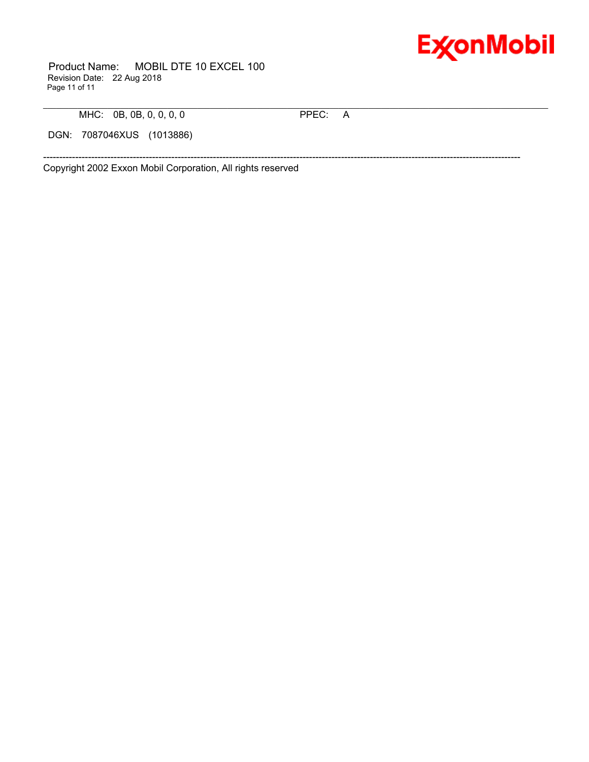MHC: 0B, 0B, 0, 0, 0, 0 PPEC: A

DGN: 7087046XUS (1013886)

---

Copyright 2002 Exxon Mobil Corporation, All rights reserved